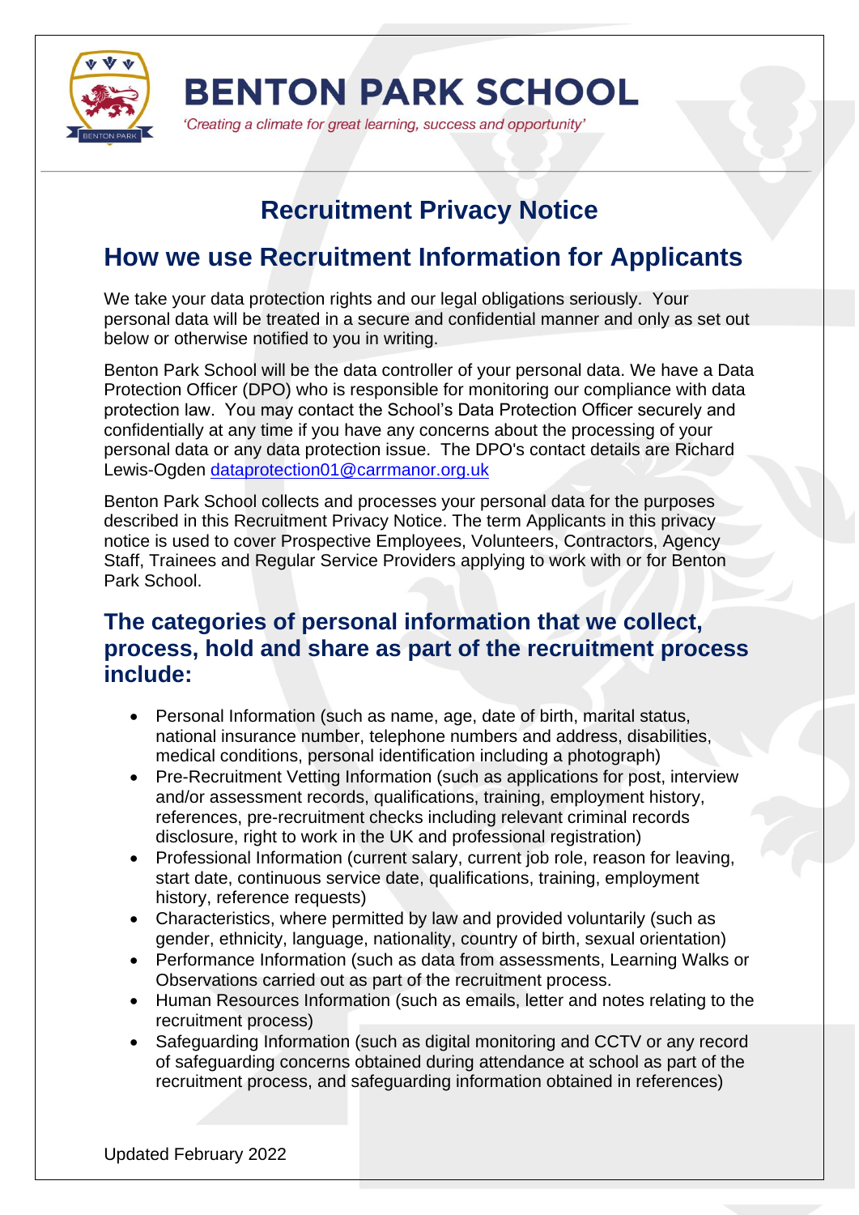# BENTON PARK SCHOOL

*'Creating a climate for great learning, success and opportunity'*

## Recruitment Privacy Notice

## How we use Recruitment Information for Applicants

We take your data protection rights and our legal obligations seriously. Your personal data will be treated in a secure and confidential manner and only as set out below or otherwise notified to you in writing.

Benton Park School will be the data controller of your personal data. We have a Data Protection Officer (DPO) who is responsible for monitoring our compliance with data protection law. You may contact the School's Data Protection Officer securely and confidentially at any time if you have any concerns about the processing of your personal data or any data protection issue. The DPO's contact details are Richard Lewis-Ogden [dataprotection01@carrmanor.org.uk](mailto:dataprotection01@carrmanor.org.uk)

Benton Park School collects and processes your personal data for the purposes described in this Recruitment Privacy Notice. The term Applicants in this privacy notice is used to cover Prospective Employees, Volunteers, Contractors, Agency Staff, Trainees and Regular Service Providers applying to work with or for Benton Park School.

### The categories of personal information that we collect, process, hold and share as part of the recruitment process include:

- Personal Information (such as name, age, date of birth, marital status, national insurance number, telephone numbers and address, disabilities, medical conditions, personal identification including a photograph)
- Pre-Recruitment Vetting Information (such as applications for post, interview and/or assessment records, qualifications, training, employment history, references, pre-recruitment checks including relevant criminal records disclosure, right to work in the UK and professional registration)
- Professional Information (current salary, current job role, reason for leaving, start date, continuous service date, qualifications, training, employment history, reference requests)
- Characteristics, where permitted by law and provided voluntarily (such as gender, ethnicity, language, nationality, country of birth, sexual orientation)
- Performance Information (such as data from assessments, Learning Walks or Observations carried out as part of the recruitment process.
- Human Resources Information (such as emails, letter and notes relating to the recruitment process)
- Safeguarding Information (such as digital monitoring and CCTV or any record of safeguarding concerns obtained during attendance at school as part of the recruitment process, and safeguarding information obtained in references)

Updated February 2022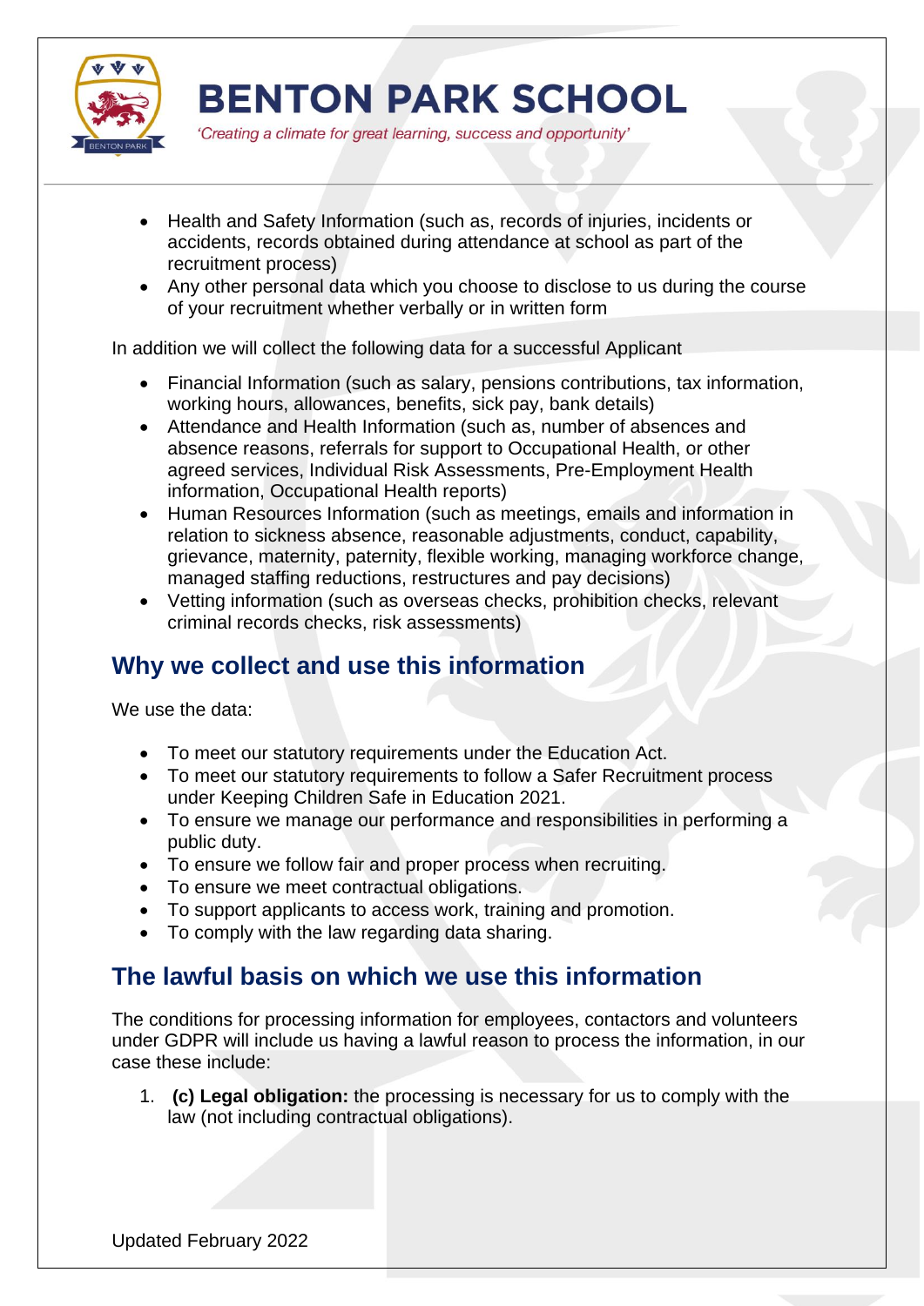- Health and Safety Information (such as, records of injuries, incidents or accidents, records obtained during attendance at school as part of the recruitment process)
- Any other personal data which you choose to disclose to us during the course of your recruitment whether verbally or in written form

In addition we will collect the following data for a successful Applicant

- Financial Information (such as salary, pensions contributions, tax information, working hours, allowances, benefits, sick pay, bank details)
- Attendance and Health Information (such as, number of absences and absence reasons, referrals for support to Occupational Health, or other agreed services, Individual Risk Assessments, Pre-Employment Health information, Occupational Health reports)
- Human Resources Information (such as meetings, emails and information in relation to sickness absence, reasonable adjustments, conduct, capability, grievance, maternity, paternity, flexible working, managing workforce change, managed staffing reductions, restructures and pay decisions)
- Vetting information (such as overseas checks, prohibition checks, relevant criminal records checks, risk assessments)

## Why we collect and use this information

We use the data:

- To meet our statutory requirements under the Education Act.
- To meet our statutory requirements to follow a Safer Recruitment process under Keeping Children Safe in Education 2021.
- To ensure we manage our performance and responsibilities in performing a public duty.
- To ensure we follow fair and proper process when recruiting.
- To ensure we meet contractual obligations.
- To support applicants to access work, training and promotion.
- To comply with the law regarding data sharing.

## The lawful basis on which we use this information

The conditions for processing information for employees, contactors and volunteers under GDPR will include us having a lawful reason to process the information, in our case these include:

1. **(c) Legal obligation:** the processing is necessary for us to comply with the law (not including contractual obligations).

Updated February 2022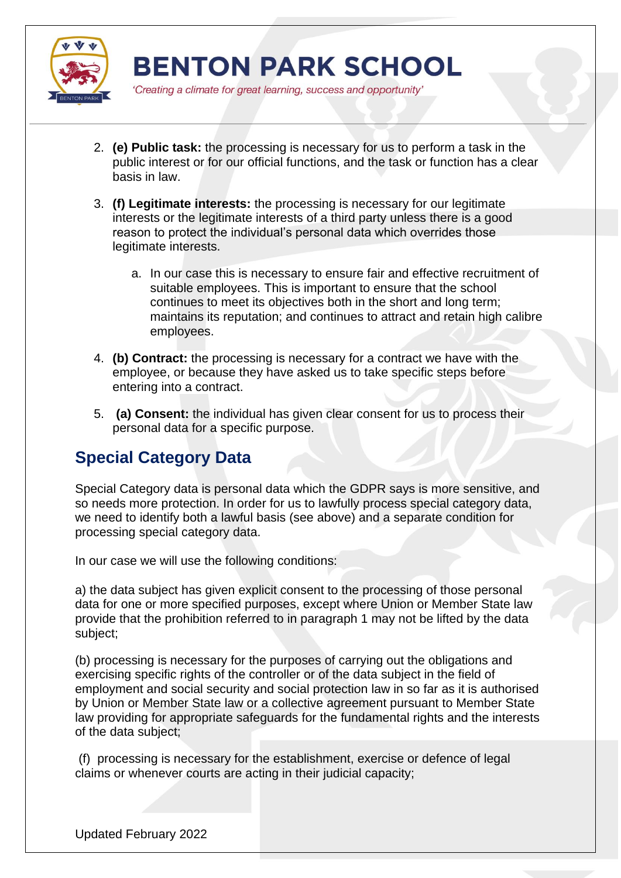2. **(e) Public task:** the processing is necessary for us to perform a task in the public interest or for our official functions, and the task or function has a clear basis in law.

3. **(f) Legitimate interests:** the processing is necessary for our legitimate interests or the legitimate interests of a third party unless there is a good reason to protect the individual's personal data which overrides those legitimate interests.

    a. In our case this is necessary to ensure fair and effective recruitment of suitable employees. This is important to ensure that the school continues to meet its objectives both in the short and long term; maintains its reputation; and continues to attract and retain high calibre employees.

4. **(b) Contract:** the processing is necessary for a contract we have with the employee, or because they have asked us to take specific steps before entering into a contract.

5. **(a) Consent:** the individual has given clear consent for us to process their personal data for a specific purpose.

## Special Category Data

Special Category data is personal data which the GDPR says is more sensitive, and so needs more protection. In order for us to lawfully process special category data, we need to identify both a lawful basis (see above) and a separate condition for processing special category data.

In our case we will use the following conditions:

a) the data subject has given explicit consent to the processing of those personal data for one or more specified purposes, except where Union or Member State law provide that the prohibition referred to in paragraph 1 may not be lifted by the data subject;

(b) processing is necessary for the purposes of carrying out the obligations and exercising specific rights of the controller or of the data subject in the field of employment and social security and social protection law in so far as it is authorised by Union or Member State law or a collective agreement pursuant to Member State law providing for appropriate safeguards for the fundamental rights and the interests of the data subject;

(f) processing is necessary for the establishment, exercise or defence of legal claims or whenever courts are acting in their judicial capacity;

Updated February 2022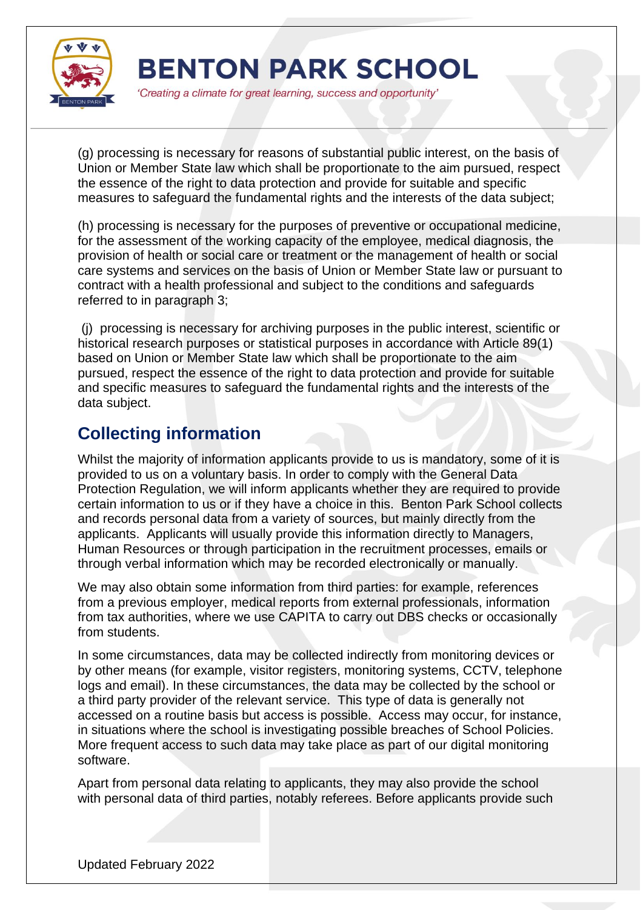(g) processing is necessary for reasons of substantial public interest, on the basis of Union or Member State law which shall be proportionate to the aim pursued, respect the essence of the right to data protection and provide for suitable and specific measures to safeguard the fundamental rights and the interests of the data subject;

(h) processing is necessary for the purposes of preventive or occupational medicine, for the assessment of the working capacity of the employee, medical diagnosis, the provision of health or social care or treatment or the management of health or social care systems and services on the basis of Union or Member State law or pursuant to contract with a health professional and subject to the conditions and safeguards referred to in paragraph 3;

(j) processing is necessary for archiving purposes in the public interest, scientific or historical research purposes or statistical purposes in accordance with Article 89(1) based on Union or Member State law which shall be proportionate to the aim pursued, respect the essence of the right to data protection and provide for suitable and specific measures to safeguard the fundamental rights and the interests of the data subject.

## Collecting information

Whilst the majority of information applicants provide to us is mandatory, some of it is provided to us on a voluntary basis. In order to comply with the General Data Protection Regulation, we will inform applicants whether they are required to provide certain information to us or if they have a choice in this. Benton Park School collects and records personal data from a variety of sources, but mainly directly from the applicants. Applicants will usually provide this information directly to Managers, Human Resources or through participation in the recruitment processes, emails or through verbal information which may be recorded electronically or manually.

We may also obtain some information from third parties: for example, references from a previous employer, medical reports from external professionals, information from tax authorities, where we use CAPITA to carry out DBS checks or occasionally from students.

In some circumstances, data may be collected indirectly from monitoring devices or by other means (for example, visitor registers, monitoring systems, CCTV, telephone logs and email). In these circumstances, the data may be collected by the school or a third party provider of the relevant service. This type of data is generally not accessed on a routine basis but access is possible. Access may occur, for instance, in situations where the school is investigating possible breaches of School Policies. More frequent access to such data may take place as part of our digital monitoring software.

Apart from personal data relating to applicants, they may also provide the school with personal data of third parties, notably referees. Before applicants provide such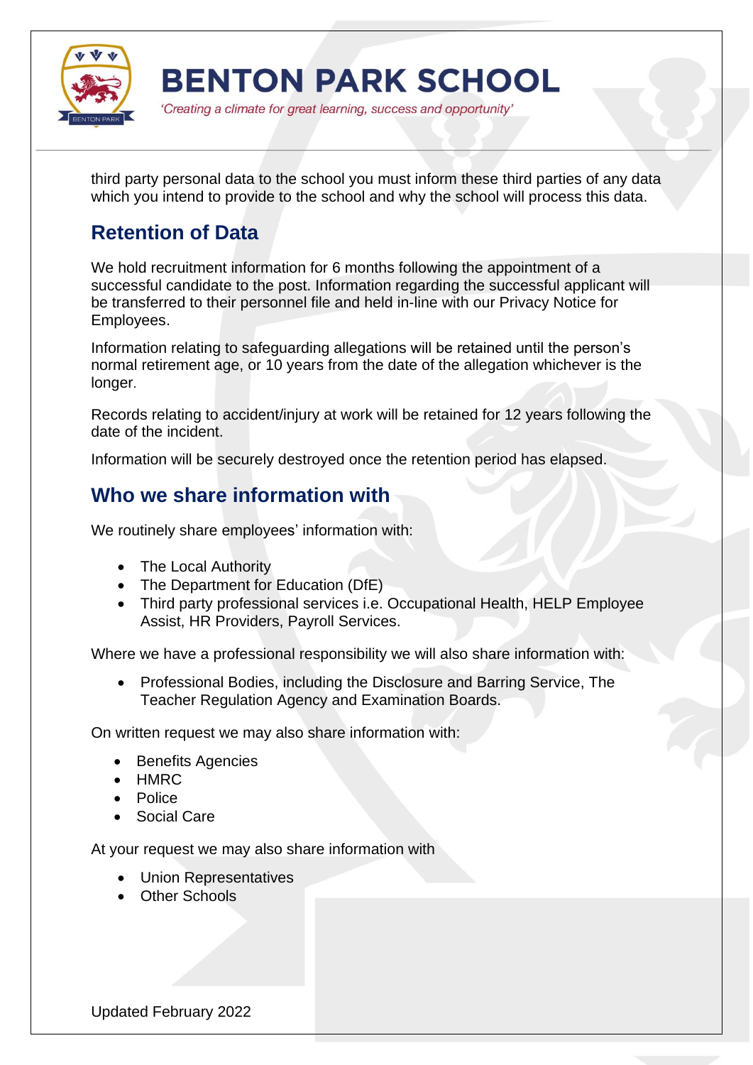third party personal data to the school you must inform these third parties of any data which you intend to provide to the school and why the school will process this data.

## Retention of Data

We hold recruitment information for 6 months following the appointment of a successful candidate to the post. Information regarding the successful applicant will be transferred to their personnel file and held in-line with our Privacy Notice for Employees.

Information relating to safeguarding allegations will be retained until the person's normal retirement age, or 10 years from the date of the allegation whichever is the longer.

Records relating to accident/injury at work will be retained for 12 years following the date of the incident.

Information will be securely destroyed once the retention period has elapsed.

## Who we share information with

We routinely share employees' information with:

- The Local Authority
- The Department for Education (DfE)
- Third party professional services i.e. Occupational Health, HELP Employee Assist, HR Providers, Payroll Services.

Where we have a professional responsibility we will also share information with:

- Professional Bodies, including the Disclosure and Barring Service, The Teacher Regulation Agency and Examination Boards.

On written request we may also share information with:

- Benefits Agencies
- HMRC
- Police
- Social Care

At your request we may also share information with

- Union Representatives
- Other Schools

Updated February 2022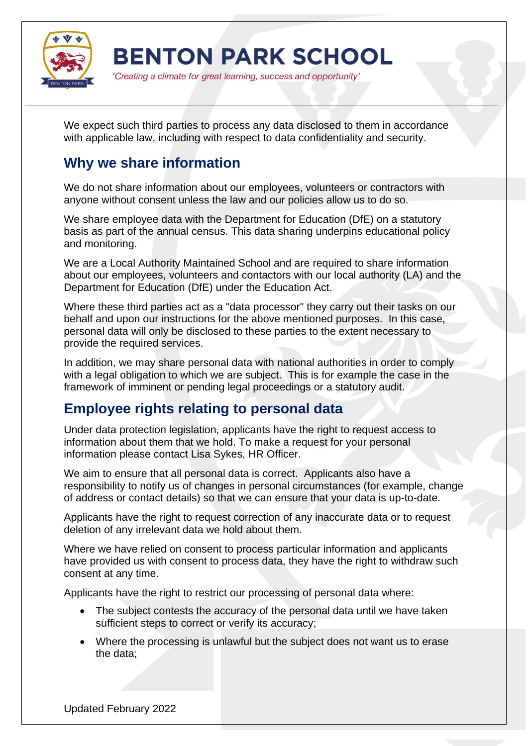We expect such third parties to process any data disclosed to them in accordance with applicable law, including with respect to data confidentiality and security.

## Why we share information

We do not share information about our employees, volunteers or contractors with anyone without consent unless the law and our policies allow us to do so.

We share employee data with the Department for Education (DfE) on a statutory basis as part of the annual census. This data sharing underpins educational policy and monitoring.

We are a Local Authority Maintained School and are required to share information about our employees, volunteers and contactors with our local authority (LA) and the Department for Education (DfE) under the Education Act.

Where these third parties act as a "data processor" they carry out their tasks on our behalf and upon our instructions for the above mentioned purposes. In this case, personal data will only be disclosed to these parties to the extent necessary to provide the required services.

In addition, we may share personal data with national authorities in order to comply with a legal obligation to which we are subject. This is for example the case in the framework of imminent or pending legal proceedings or a statutory audit.

## Employee rights relating to personal data

Under data protection legislation, applicants have the right to request access to information about them that we hold. To make a request for your personal information please contact Lisa Sykes, HR Officer.

We aim to ensure that all personal data is correct. Applicants also have a responsibility to notify us of changes in personal circumstances (for example, change of address or contact details) so that we can ensure that your data is up-to-date.

Applicants have the right to request correction of any inaccurate data or to request deletion of any irrelevant data we hold about them.

Where we have relied on consent to process particular information and applicants have provided us with consent to process data, they have the right to withdraw such consent at any time.

Applicants have the right to restrict our processing of personal data where:

- The subject contests the accuracy of the personal data until we have taken sufficient steps to correct or verify its accuracy;
- Where the processing is unlawful but the subject does not want us to erase the data;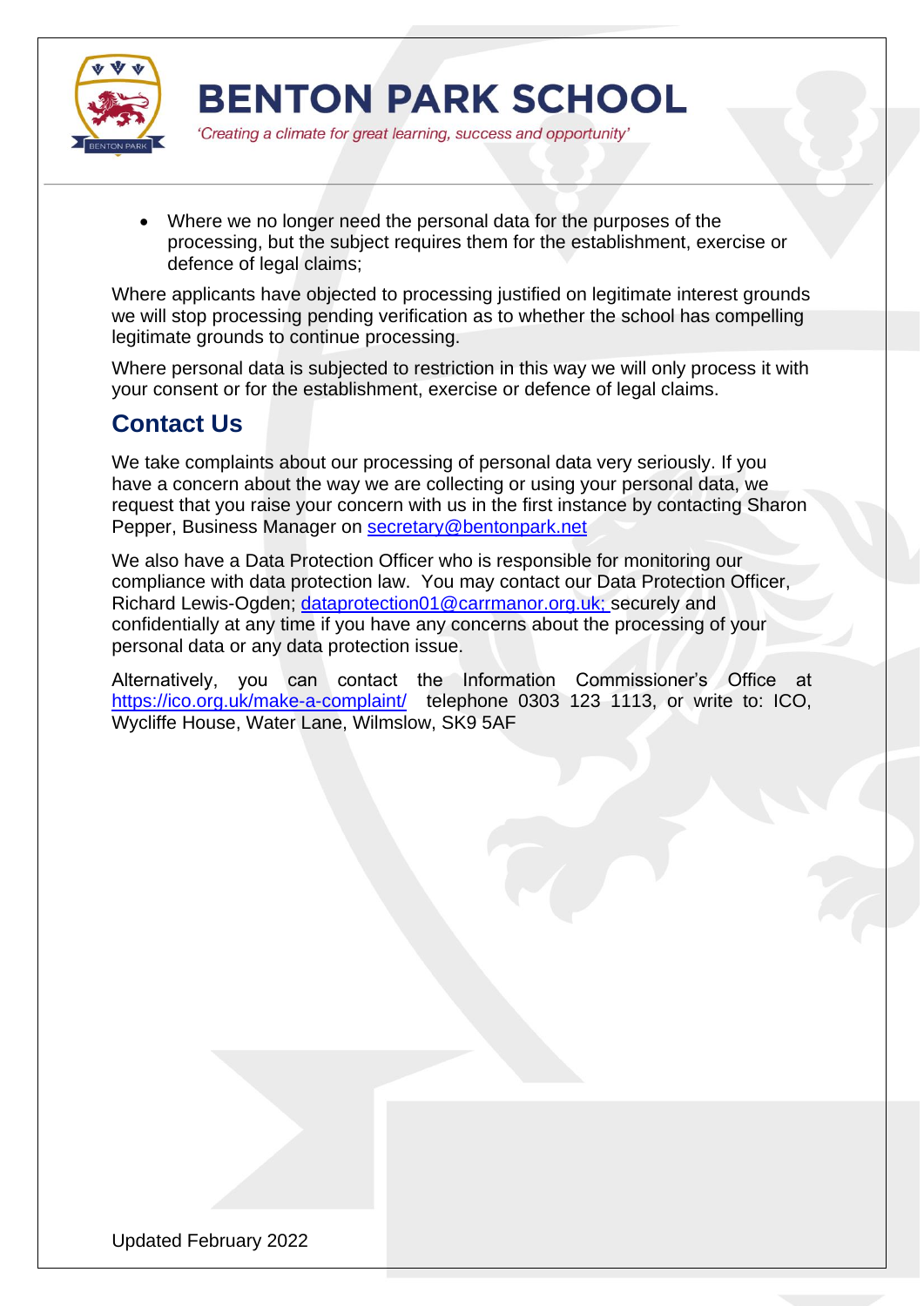- Where we no longer need the personal data for the purposes of the processing, but the subject requires them for the establishment, exercise or defence of legal claims;

Where applicants have objected to processing justified on legitimate interest grounds we will stop processing pending verification as to whether the school has compelling legitimate grounds to continue processing.

Where personal data is subjected to restriction in this way we will only process it with your consent or for the establishment, exercise or defence of legal claims.

## Contact Us

We take complaints about our processing of personal data very seriously. If you have a concern about the way we are collecting or using your personal data, we request that you raise your concern with us in the first instance by contacting Sharon Pepper, Business Manager on secretary@bentonpark.net

We also have a Data Protection Officer who is responsible for monitoring our compliance with data protection law. You may contact our Data Protection Officer, Richard Lewis-Ogden; dataprotection01@carrmanor.org.uk; securely and confidentially at any time if you have any concerns about the processing of your personal data or any data protection issue.

Alternatively, you can contact the Information Commissioner's Office at https://ico.org.uk/make-a-complaint/ telephone 0303 123 1113, or write to: ICO, Wycliffe House, Water Lane, Wilmslow, SK9 5AF

Updated February 2022